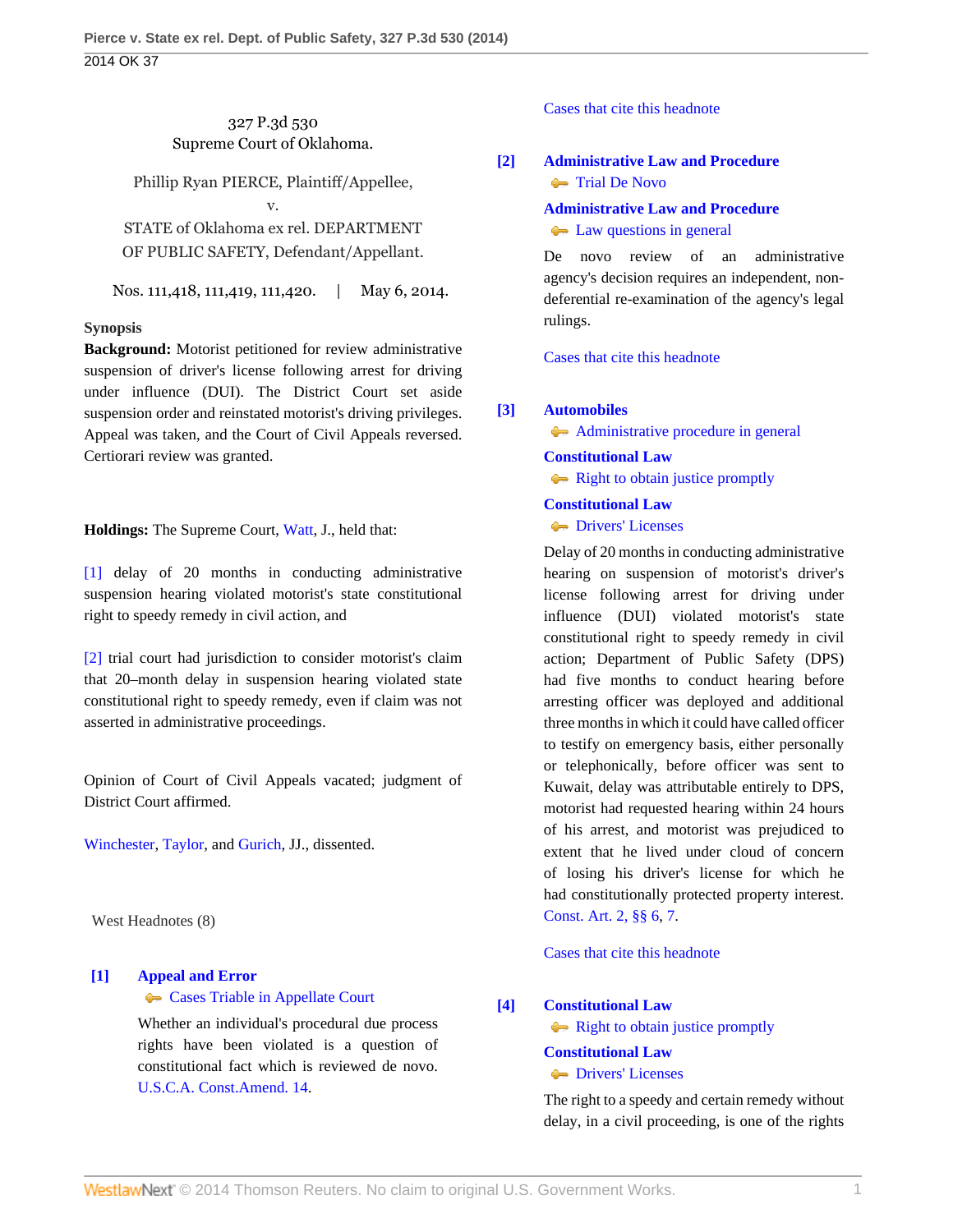327 P.3d 530
Supreme Court of Oklahoma.

Phillip Ryan PIERCE, Plaintiff/Appellee,
v.
STATE of Oklahoma ex rel. DEPARTMENT OF PUBLIC SAFETY, Defendant/Appellant.

Nos. 111,418, 111,419, 111,420. | May 6, 2014.

**Synopsis**

**Background:** Motorist petitioned for review administrative suspension of driver's license following arrest for driving under influence (DUI). The District Court set aside suspension order and reinstated motorist's driving privileges. Appeal was taken, and the Court of Civil Appeals reversed. Certiorari review was granted.

**Holdings:** The Supreme Court, Watt, J., held that:

[1] delay of 20 months in conducting administrative suspension hearing violated motorist's state constitutional right to speedy remedy in civil action, and

[2] trial court had jurisdiction to consider motorist's claim that 20–month delay in suspension hearing violated state constitutional right to speedy remedy, even if claim was not asserted in administrative proceedings.

Opinion of Court of Civil Appeals vacated; judgment of District Court affirmed.

Winchester, Taylor, and Gurich, JJ., dissented.

West Headnotes (8)

**[1] Appeal and Error**
Cases Triable in Appellate Court

Whether an individual's procedural due process rights have been violated is a question of constitutional fact which is reviewed de novo. U.S.C.A. Const.Amend. 14.

Cases that cite this headnote

**[2] Administrative Law and Procedure**
Trial De Novo

**Administrative Law and Procedure**
Law questions in general

De novo review of an administrative agency's decision requires an independent, non-deferential re-examination of the agency's legal rulings.

Cases that cite this headnote

**[3] Automobiles**
Administrative procedure in general

**Constitutional Law**
Right to obtain justice promptly

**Constitutional Law**
Drivers' Licenses

Delay of 20 months in conducting administrative hearing on suspension of motorist's driver's license following arrest for driving under influence (DUI) violated motorist's state constitutional right to speedy remedy in civil action; Department of Public Safety (DPS) had five months to conduct hearing before arresting officer was deployed and additional three months in which it could have called officer to testify on emergency basis, either personally or telephonically, before officer was sent to Kuwait, delay was attributable entirely to DPS, motorist had requested hearing within 24 hours of his arrest, and motorist was prejudiced to extent that he lived under cloud of concern of losing his driver's license for which he had constitutionally protected property interest. Const. Art. 2, §§ 6, 7.

Cases that cite this headnote

**[4] Constitutional Law**
Right to obtain justice promptly

**Constitutional Law**
Drivers' Licenses

The right to a speedy and certain remedy without delay, in a civil proceeding, is one of the rights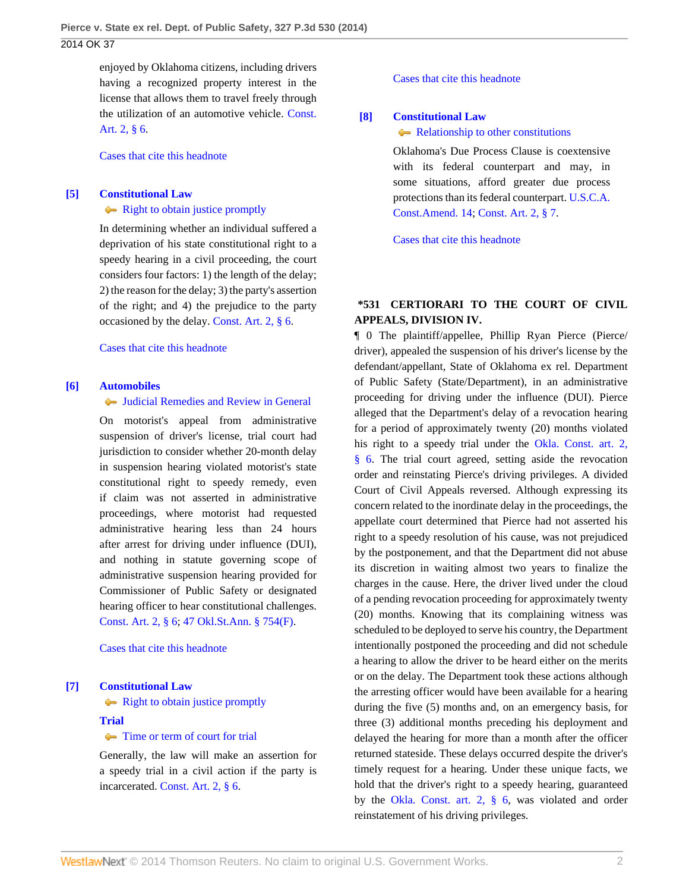enjoyed by Oklahoma citizens, including drivers having a recognized property interest in the license that allows them to travel freely through the utilization of an automotive vehicle. Const. Art. 2, § 6.

Cases that cite this headnote

**[5] Constitutional Law**
Right to obtain justice promptly

In determining whether an individual suffered a deprivation of his state constitutional right to a speedy hearing in a civil proceeding, the court considers four factors: 1) the length of the delay; 2) the reason for the delay; 3) the party's assertion of the right; and 4) the prejudice to the party occasioned by the delay. Const. Art. 2, § 6.

Cases that cite this headnote

**[6] Automobiles**
Judicial Remedies and Review in General

On motorist's appeal from administrative suspension of driver's license, trial court had jurisdiction to consider whether 20-month delay in suspension hearing violated motorist's state constitutional right to speedy remedy, even if claim was not asserted in administrative proceedings, where motorist had requested administrative hearing less than 24 hours after arrest for driving under influence (DUI), and nothing in statute governing scope of administrative suspension hearing provided for Commissioner of Public Safety or designated hearing officer to hear constitutional challenges. Const. Art. 2, § 6; 47 Okl.St.Ann. § 754(F).

Cases that cite this headnote

**[7] Constitutional Law**
Right to obtain justice promptly

**Trial**
Time or term of court for trial

Generally, the law will make an assertion for a speedy trial in a civil action if the party is incarcerated. Const. Art. 2, § 6.

Cases that cite this headnote

**[8] Constitutional Law**
Relationship to other constitutions

Oklahoma's Due Process Clause is coextensive with its federal counterpart and may, in some situations, afford greater due process protections than its federal counterpart. U.S.C.A. Const.Amend. 14; Const. Art. 2, § 7.

Cases that cite this headnote

**\*531 CERTIORARI TO THE COURT OF CIVIL APPEALS, DIVISION IV.**

¶ 0 The plaintiff/appellee, Phillip Ryan Pierce (Pierce/driver), appealed the suspension of his driver's license by the defendant/appellant, State of Oklahoma ex rel. Department of Public Safety (State/Department), in an administrative proceeding for driving under the influence (DUI). Pierce alleged that the Department's delay of a revocation hearing for a period of approximately twenty (20) months violated his right to a speedy trial under the Okla. Const. art. 2, § 6. The trial court agreed, setting aside the revocation order and reinstating Pierce's driving privileges. A divided Court of Civil Appeals reversed. Although expressing its concern related to the inordinate delay in the proceedings, the appellate court determined that Pierce had not asserted his right to a speedy resolution of his cause, was not prejudiced by the postponement, and that the Department did not abuse its discretion in waiting almost two years to finalize the charges in the cause. Here, the driver lived under the cloud of a pending revocation proceeding for approximately twenty (20) months. Knowing that its complaining witness was scheduled to be deployed to serve his country, the Department intentionally postponed the proceeding and did not schedule a hearing to allow the driver to be heard either on the merits or on the delay. The Department took these actions although the arresting officer would have been available for a hearing during the five (5) months and, on an emergency basis, for three (3) additional months preceding his deployment and delayed the hearing for more than a month after the officer returned stateside. These delays occurred despite the driver's timely request for a hearing. Under these unique facts, we hold that the driver's right to a speedy hearing, guaranteed by the Okla. Const. art. 2, § 6, was violated and order reinstatement of his driving privileges.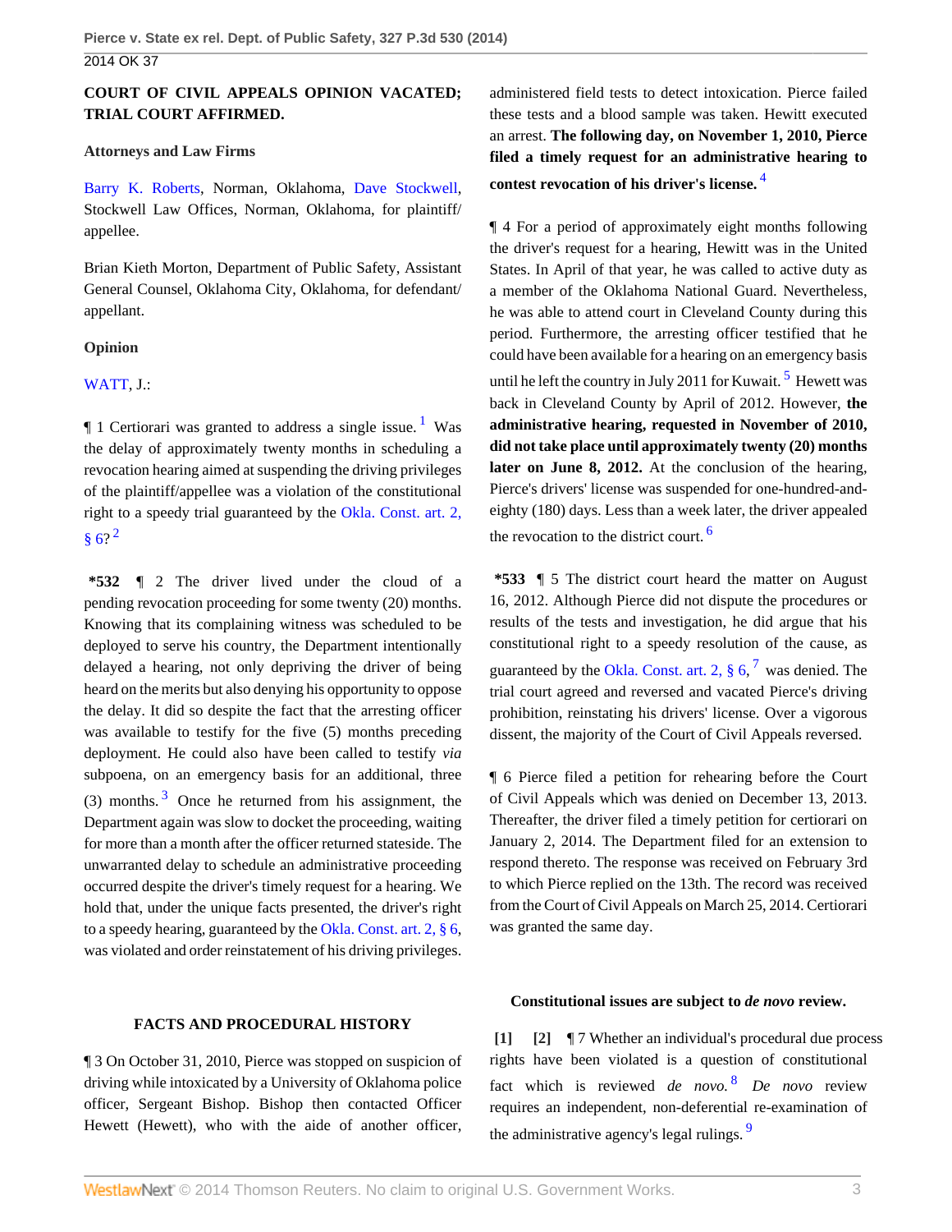**COURT OF CIVIL APPEALS OPINION VACATED; TRIAL COURT AFFIRMED.**

**Attorneys and Law Firms**

Barry K. Roberts, Norman, Oklahoma, Dave Stockwell, Stockwell Law Offices, Norman, Oklahoma, for plaintiff/appellee.

Brian Kieth Morton, Department of Public Safety, Assistant General Counsel, Oklahoma City, Oklahoma, for defendant/appellant.

**Opinion**

WATT, J.:

¶ 1 Certiorari was granted to address a single issue.[1] Was the delay of approximately twenty months in scheduling a revocation hearing aimed at suspending the driving privileges of the plaintiff/appellee was a violation of the constitutional right to a speedy trial guaranteed by the Okla. Const. art. 2, § 6?[2]

**\*532** ¶ 2 The driver lived under the cloud of a pending revocation proceeding for some twenty (20) months. Knowing that its complaining witness was scheduled to be deployed to serve his country, the Department intentionally delayed a hearing, not only depriving the driver of being heard on the merits but also denying his opportunity to oppose the delay. It did so despite the fact that the arresting officer was available to testify for the five (5) months preceding deployment. He could also have been called to testify *via* subpoena, on an emergency basis for an additional, three (3) months.[3] Once he returned from his assignment, the Department again was slow to docket the proceeding, waiting for more than a month after the officer returned stateside. The unwarranted delay to schedule an administrative proceeding occurred despite the driver's timely request for a hearing. We hold that, under the unique facts presented, the driver's right to a speedy hearing, guaranteed by the Okla. Const. art. 2, § 6, was violated and order reinstatement of his driving privileges.

**FACTS AND PROCEDURAL HISTORY**

¶ 3 On October 31, 2010, Pierce was stopped on suspicion of driving while intoxicated by a University of Oklahoma police officer, Sergeant Bishop. Bishop then contacted Officer Hewett (Hewett), who with the aide of another officer, administered field tests to detect intoxication. Pierce failed these tests and a blood sample was taken. Hewitt executed an arrest. **The following day, on November 1, 2010, Pierce filed a timely request for an administrative hearing to contest revocation of his driver's license.**[4]

¶ 4 For a period of approximately eight months following the driver's request for a hearing, Hewitt was in the United States. In April of that year, he was called to active duty as a member of the Oklahoma National Guard. Nevertheless, he was able to attend court in Cleveland County during this period. Furthermore, the arresting officer testified that he could have been available for a hearing on an emergency basis until he left the country in July 2011 for Kuwait.[5] Hewett was back in Cleveland County by April of 2012. However, **the administrative hearing, requested in November of 2010, did not take place until approximately twenty (20) months later on June 8, 2012.** At the conclusion of the hearing, Pierce's drivers' license was suspended for one-hundred-and-eighty (180) days. Less than a week later, the driver appealed the revocation to the district court.[6]

**\*533** ¶ 5 The district court heard the matter on August 16, 2012. Although Pierce did not dispute the procedures or results of the tests and investigation, he did argue that his constitutional right to a speedy resolution of the cause, as guaranteed by the Okla. Const. art. 2, § 6,[7] was denied. The trial court agreed and reversed and vacated Pierce's driving prohibition, reinstating his drivers' license. Over a vigorous dissent, the majority of the Court of Civil Appeals reversed.

¶ 6 Pierce filed a petition for rehearing before the Court of Civil Appeals which was denied on December 13, 2013. Thereafter, the driver filed a timely petition for certiorari on January 2, 2014. The Department filed for an extension to respond thereto. The response was received on February 3rd to which Pierce replied on the 13th. The record was received from the Court of Civil Appeals on March 25, 2014. Certiorari was granted the same day.

**Constitutional issues are subject to *de novo* review.**

**[1]** **[2]** ¶ 7 Whether an individual's procedural due process rights have been violated is a question of constitutional fact which is reviewed *de novo*.[8] *De novo* review requires an independent, non-deferential re-examination of the administrative agency's legal rulings.[9]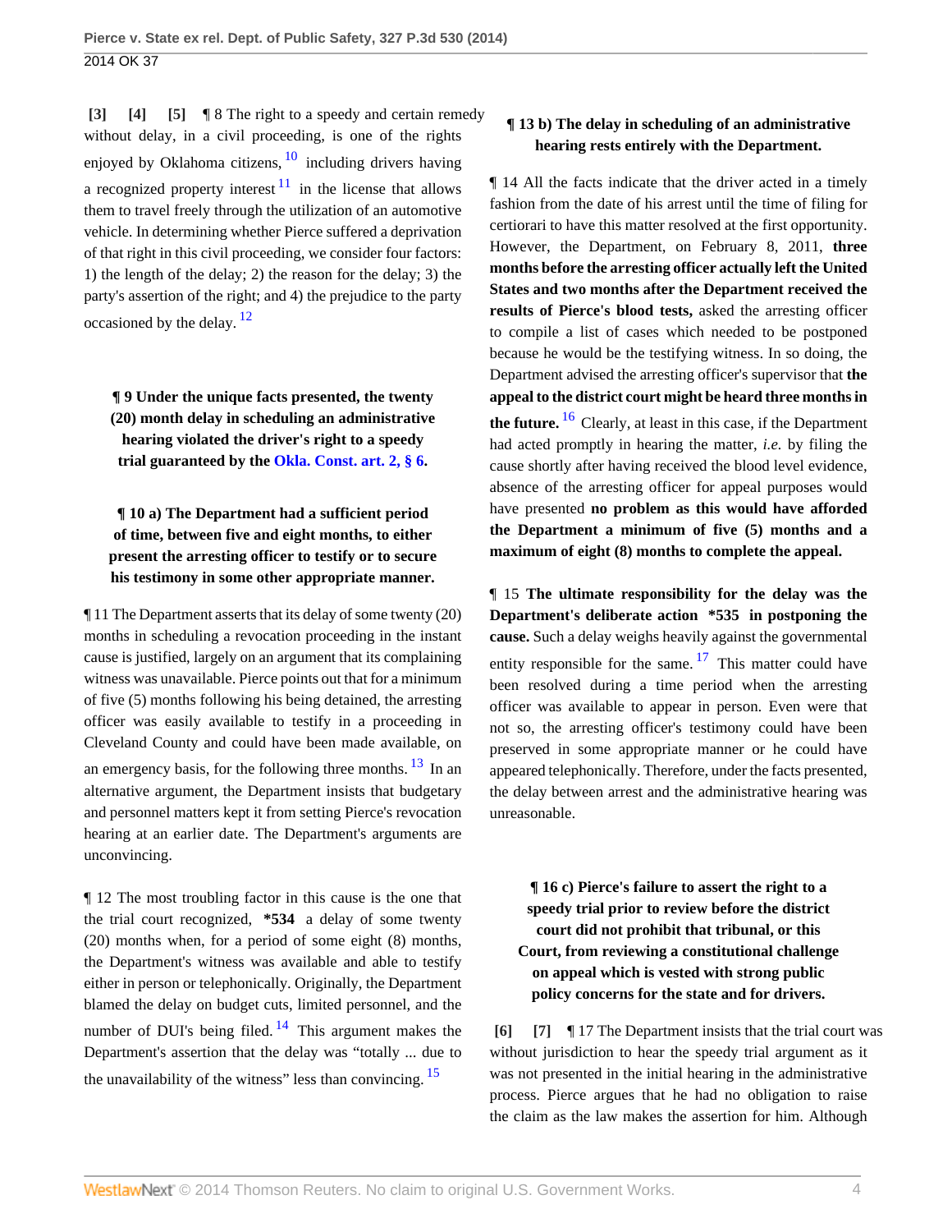[3] [4] [5] ¶ 8 The right to a speedy and certain remedy without delay, in a civil proceeding, is one of the rights enjoyed by Oklahoma citizens, [10] including drivers having a recognized property interest [11] in the license that allows them to travel freely through the utilization of an automotive vehicle. In determining whether Pierce suffered a deprivation of that right in this civil proceeding, we consider four factors: 1) the length of the delay; 2) the reason for the delay; 3) the party's assertion of the right; and 4) the prejudice to the party occasioned by the delay. [12]

**¶ 9 Under the unique facts presented, the twenty (20) month delay in scheduling an administrative hearing violated the driver's right to a speedy trial guaranteed by the Okla. Const. art. 2, § 6.**

**¶ 10 a) The Department had a sufficient period of time, between five and eight months, to either present the arresting officer to testify or to secure his testimony in some other appropriate manner.**

¶ 11 The Department asserts that its delay of some twenty (20) months in scheduling a revocation proceeding in the instant cause is justified, largely on an argument that its complaining witness was unavailable. Pierce points out that for a minimum of five (5) months following his being detained, the arresting officer was easily available to testify in a proceeding in Cleveland County and could have been made available, on an emergency basis, for the following three months. [13] In an alternative argument, the Department insists that budgetary and personnel matters kept it from setting Pierce's revocation hearing at an earlier date. The Department's arguments are unconvincing.

¶ 12 The most troubling factor in this cause is the one that the trial court recognized, **\*534** a delay of some twenty (20) months when, for a period of some eight (8) months, the Department's witness was available and able to testify either in person or telephonically. Originally, the Department blamed the delay on budget cuts, limited personnel, and the number of DUI's being filed. [14] This argument makes the Department's assertion that the delay was "totally ... due to the unavailability of the witness" less than convincing. [15]

**¶ 13 b) The delay in scheduling of an administrative hearing rests entirely with the Department.**

¶ 14 All the facts indicate that the driver acted in a timely fashion from the date of his arrest until the time of filing for certiorari to have this matter resolved at the first opportunity. However, the Department, on February 8, 2011, **three months before the arresting officer actually left the United States and two months after the Department received the results of Pierce's blood tests,** asked the arresting officer to compile a list of cases which needed to be postponed because he would be the testifying witness. In so doing, the Department advised the arresting officer's supervisor that **the appeal to the district court might be heard three months in the future.** [16] Clearly, at least in this case, if the Department had acted promptly in hearing the matter, *i.e.* by filing the cause shortly after having received the blood level evidence, absence of the arresting officer for appeal purposes would have presented **no problem as this would have afforded the Department a minimum of five (5) months and a maximum of eight (8) months to complete the appeal.**

¶ 15 **The ultimate responsibility for the delay was the Department's deliberate action \*535 in postponing the cause.** Such a delay weighs heavily against the governmental entity responsible for the same. [17] This matter could have been resolved during a time period when the arresting officer was available to appear in person. Even were that not so, the arresting officer's testimony could have been preserved in some appropriate manner or he could have appeared telephonically. Therefore, under the facts presented, the delay between arrest and the administrative hearing was unreasonable.

**¶ 16 c) Pierce's failure to assert the right to a speedy trial prior to review before the district court did not prohibit that tribunal, or this Court, from reviewing a constitutional challenge on appeal which is vested with strong public policy concerns for the state and for drivers.**

[6] [7] ¶ 17 The Department insists that the trial court was without jurisdiction to hear the speedy trial argument as it was not presented in the initial hearing in the administrative process. Pierce argues that he had no obligation to raise the claim as the law makes the assertion for him. Although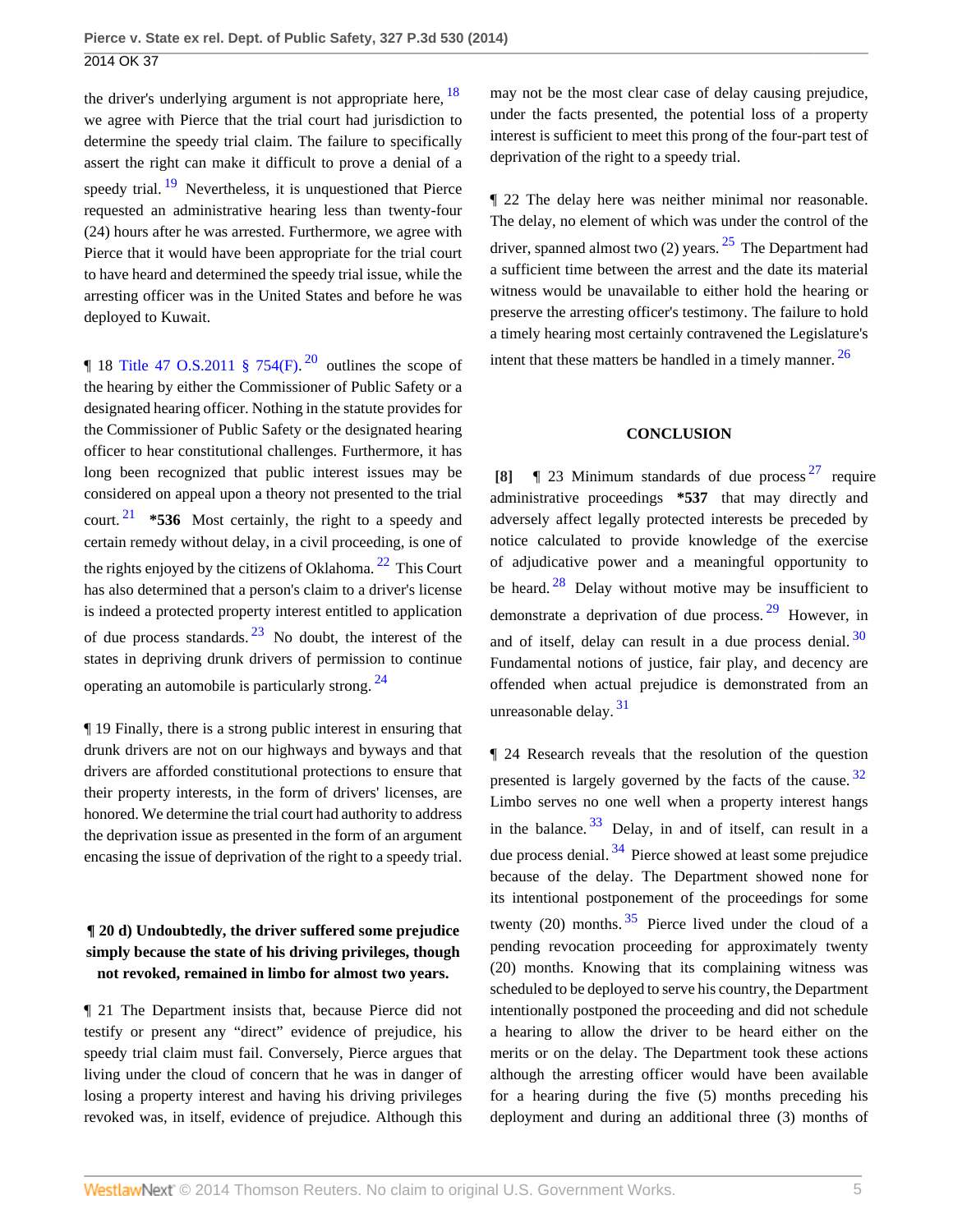the driver's underlying argument is not appropriate here,[18] we agree with Pierce that the trial court had jurisdiction to determine the speedy trial claim. The failure to specifically assert the right can make it difficult to prove a denial of a speedy trial.[19] Nevertheless, it is unquestioned that Pierce requested an administrative hearing less than twenty-four (24) hours after he was arrested. Furthermore, we agree with Pierce that it would have been appropriate for the trial court to have heard and determined the speedy trial issue, while the arresting officer was in the United States and before he was deployed to Kuwait.

¶ 18 Title 47 O.S.2011 § 754(F).[20] outlines the scope of the hearing by either the Commissioner of Public Safety or a designated hearing officer. Nothing in the statute provides for the Commissioner of Public Safety or the designated hearing officer to hear constitutional challenges. Furthermore, it has long been recognized that public interest issues may be considered on appeal upon a theory not presented to the trial court.[21] **\*536** Most certainly, the right to a speedy and certain remedy without delay, in a civil proceeding, is one of the rights enjoyed by the citizens of Oklahoma.[22] This Court has also determined that a person's claim to a driver's license is indeed a protected property interest entitled to application of due process standards.[23] No doubt, the interest of the states in depriving drunk drivers of permission to continue operating an automobile is particularly strong.[24]

¶ 19 Finally, there is a strong public interest in ensuring that drunk drivers are not on our highways and byways and that drivers are afforded constitutional protections to ensure that their property interests, in the form of drivers' licenses, are honored. We determine the trial court had authority to address the deprivation issue as presented in the form of an argument encasing the issue of deprivation of the right to a speedy trial.

**¶ 20 d) Undoubtedly, the driver suffered some prejudice simply because the state of his driving privileges, though not revoked, remained in limbo for almost two years.**

¶ 21 The Department insists that, because Pierce did not testify or present any "direct" evidence of prejudice, his speedy trial claim must fail. Conversely, Pierce argues that living under the cloud of concern that he was in danger of losing a property interest and having his driving privileges revoked was, in itself, evidence of prejudice. Although this may not be the most clear case of delay causing prejudice, under the facts presented, the potential loss of a property interest is sufficient to meet this prong of the four-part test of deprivation of the right to a speedy trial.

¶ 22 The delay here was neither minimal nor reasonable. The delay, no element of which was under the control of the driver, spanned almost two (2) years.[25] The Department had a sufficient time between the arrest and the date its material witness would be unavailable to either hold the hearing or preserve the arresting officer's testimony. The failure to hold a timely hearing most certainly contravened the Legislature's intent that these matters be handled in a timely manner.[26]

## CONCLUSION

**[8]** ¶ 23 Minimum standards of due process[27] require administrative proceedings **\*537** that may directly and adversely affect legally protected interests be preceded by notice calculated to provide knowledge of the exercise of adjudicative power and a meaningful opportunity to be heard.[28] Delay without motive may be insufficient to demonstrate a deprivation of due process.[29] However, in and of itself, delay can result in a due process denial.[30] Fundamental notions of justice, fair play, and decency are offended when actual prejudice is demonstrated from an unreasonable delay.[31]

¶ 24 Research reveals that the resolution of the question presented is largely governed by the facts of the cause.[32] Limbo serves no one well when a property interest hangs in the balance.[33] Delay, in and of itself, can result in a due process denial.[34] Pierce showed at least some prejudice because of the delay. The Department showed none for its intentional postponement of the proceedings for some twenty (20) months.[35] Pierce lived under the cloud of a pending revocation proceeding for approximately twenty (20) months. Knowing that its complaining witness was scheduled to be deployed to serve his country, the Department intentionally postponed the proceeding and did not schedule a hearing to allow the driver to be heard either on the merits or on the delay. The Department took these actions although the arresting officer would have been available for a hearing during the five (5) months preceding his deployment and during an additional three (3) months of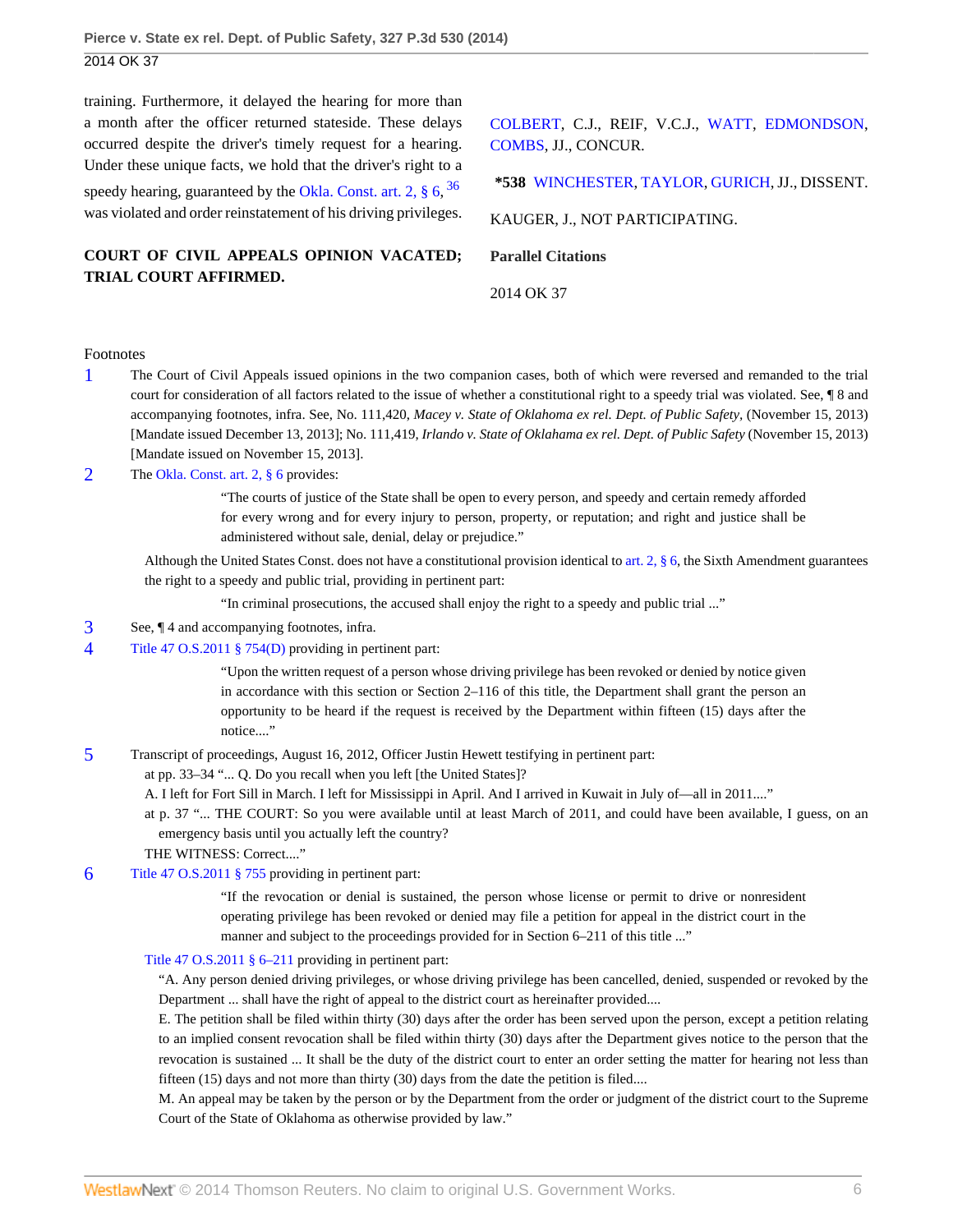training. Furthermore, it delayed the hearing for more than a month after the officer returned stateside. These delays occurred despite the driver's timely request for a hearing. Under these unique facts, we hold that the driver's right to a speedy hearing, guaranteed by the Okla. Const. art. 2, § 6,[36] was violated and order reinstatement of his driving privileges.

**COURT OF CIVIL APPEALS OPINION VACATED; TRIAL COURT AFFIRMED.**

COLBERT, C.J., REIF, V.C.J., WATT, EDMONDSON, COMBS, JJ., CONCUR.

**\*538** WINCHESTER, TAYLOR, GURICH, JJ., DISSENT.

KAUGER, J., NOT PARTICIPATING.

**Parallel Citations**

2014 OK 37

Footnotes

1. The Court of Civil Appeals issued opinions in the two companion cases, both of which were reversed and remanded to the trial court for consideration of all factors related to the issue of whether a constitutional right to a speedy trial was violated. See, ¶ 8 and accompanying footnotes, infra. See, No. 111,420, *Macey v. State of Oklahoma ex rel. Dept. of Public Safety,* (November 15, 2013) [Mandate issued December 13, 2013]; No. 111,419, *Irlando v. State of Oklahoma ex rel. Dept. of Public Safety* (November 15, 2013) [Mandate issued on November 15, 2013].

2. The Okla. Const. art. 2, § 6 provides:

   > "The courts of justice of the State shall be open to every person, and speedy and certain remedy afforded for every wrong and for every injury to person, property, or reputation; and right and justice shall be administered without sale, denial, delay or prejudice."

   Although the United States Const. does not have a constitutional provision identical to art. 2, § 6, the Sixth Amendment guarantees the right to a speedy and public trial, providing in pertinent part:

   > "In criminal prosecutions, the accused shall enjoy the right to a speedy and public trial ..."

3. See, ¶ 4 and accompanying footnotes, infra.

4. Title 47 O.S.2011 § 754(D) providing in pertinent part:

   > "Upon the written request of a person whose driving privilege has been revoked or denied by notice given in accordance with this section or Section 2–116 of this title, the Department shall grant the person an opportunity to be heard if the request is received by the Department within fifteen (15) days after the notice...."

5. Transcript of proceedings, August 16, 2012, Officer Justin Hewett testifying in pertinent part:

   at pp. 33–34 "... Q. Do you recall when you left [the United States]?

   A. I left for Fort Sill in March. I left for Mississippi in April. And I arrived in Kuwait in July of—all in 2011...."

   at p. 37 "... THE COURT: So you were available until at least March of 2011, and could have been available, I guess, on an emergency basis until you actually left the country?

   THE WITNESS: Correct...."

6. Title 47 O.S.2011 § 755 providing in pertinent part:

   > "If the revocation or denial is sustained, the person whose license or permit to drive or nonresident operating privilege has been revoked or denied may file a petition for appeal in the district court in the manner and subject to the proceedings provided for in Section 6–211 of this title ..."

   Title 47 O.S.2011 § 6–211 providing in pertinent part:

   "A. Any person denied driving privileges, or whose driving privilege has been cancelled, denied, suspended or revoked by the Department ... shall have the right of appeal to the district court as hereinafter provided....

   E. The petition shall be filed within thirty (30) days after the order has been served upon the person, except a petition relating to an implied consent revocation shall be filed within thirty (30) days after the Department gives notice to the person that the revocation is sustained ... It shall be the duty of the district court to enter an order setting the matter for hearing not less than fifteen (15) days and not more than thirty (30) days from the date the petition is filed....

   M. An appeal may be taken by the person or by the Department from the order or judgment of the district court to the Supreme Court of the State of Oklahoma as otherwise provided by law."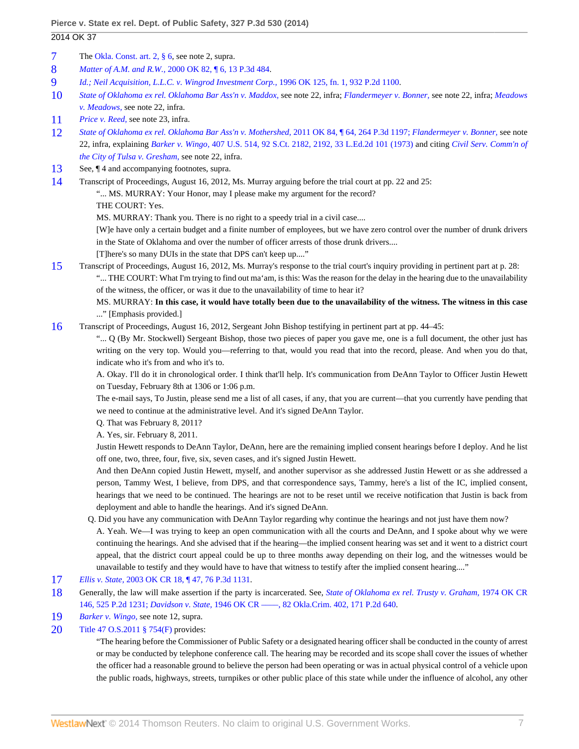7 The Okla. Const. art. 2, § 6, see note 2, supra.

8 *Matter of A.M. and R.W.*, 2000 OK 82, ¶ 6, 13 P.3d 484.

9 *Id.*; *Neil Acquisition, L.L.C. v. Wingrod Investment Corp.*, 1996 OK 125, fn. 1, 932 P.2d 1100.

10 *State of Oklahoma ex rel. Oklahoma Bar Ass'n v. Maddox*, see note 22, infra; *Flandermeyer v. Bonner*, see note 22, infra; *Meadows v. Meadows*, see note 22, infra.

11 *Price v. Reed*, see note 23, infra.

12 *State of Oklahoma ex rel. Oklahoma Bar Ass'n v. Mothershed*, 2011 OK 84, ¶ 64, 264 P.3d 1197; *Flandermeyer v. Bonner*, see note 22, infra, explaining *Barker v. Wingo*, 407 U.S. 514, 92 S.Ct. 2182, 2192, 33 L.Ed.2d 101 (1973) and citing *Civil Serv. Comm'n of the City of Tulsa v. Gresham*, see note 22, infra.

13 See, ¶ 4 and accompanying footnotes, supra.

14 Transcript of Proceedings, August 16, 2012, Ms. Murray arguing before the trial court at pp. 22 and 25:

> "... MS. MURRAY: Your Honor, may I please make my argument for the record?
>
> THE COURT: Yes.
>
> MS. MURRAY: Thank you. There is no right to a speedy trial in a civil case....
>
> [W]e have only a certain budget and a finite number of employees, but we have zero control over the number of drunk drivers in the State of Oklahoma and over the number of officer arrests of those drunk drivers....
>
> [T]here's so many DUIs in the state that DPS can't keep up...."

15 Transcript of Proceedings, August 16, 2012, Ms. Murray's response to the trial court's inquiry providing in pertinent part at p. 28:

> "... THE COURT: What I'm trying to find out ma'am, is this: Was the reason for the delay in the hearing due to the unavailability of the witness, the officer, or was it due to the unavailability of time to hear it?
>
> MS. MURRAY: **In this case, it would have totally been due to the unavailability of the witness. The witness in this case** ..." [Emphasis provided.]

16 Transcript of Proceedings, August 16, 2012, Sergeant John Bishop testifying in pertinent part at pp. 44–45:

> "... Q (By Mr. Stockwell) Sergeant Bishop, those two pieces of paper you gave me, one is a full document, the other just has writing on the very top. Would you—referring to that, would you read that into the record, please. And when you do that, indicate who it's from and who it's to.
>
> A. Okay. I'll do it in chronological order. I think that'll help. It's communication from DeAnn Taylor to Officer Justin Hewett on Tuesday, February 8th at 1306 or 1:06 p.m.
>
> The e-mail says, To Justin, please send me a list of all cases, if any, that you are current—that you currently have pending that we need to continue at the administrative level. And it's signed DeAnn Taylor.
>
> Q. That was February 8, 2011?
>
> A. Yes, sir. February 8, 2011.
>
> Justin Hewett responds to DeAnn Taylor, DeAnn, here are the remaining implied consent hearings before I deploy. And he list off one, two, three, four, five, six, seven cases, and it's signed Justin Hewett.
>
> And then DeAnn copied Justin Hewett, myself, and another supervisor as she addressed Justin Hewett or as she addressed a person, Tammy West, I believe, from DPS, and that correspondence says, Tammy, here's a list of the IC, implied consent, hearings that we need to be continued. The hearings are not to be reset until we receive notification that Justin is back from deployment and able to handle the hearings. And it's signed DeAnn.
>
> Q. Did you have any communication with DeAnn Taylor regarding why continue the hearings and not just have them now?
>
> A. Yeah. We—I was trying to keep an open communication with all the courts and DeAnn, and I spoke about why we were continuing the hearings. And she advised that if the hearing—the implied consent hearing was set and it went to a district court appeal, that the district court appeal could be up to three months away depending on their log, and the witnesses would be unavailable to testify and they would have to have that witness to testify after the implied consent hearing...."

17 *Ellis v. State*, 2003 OK CR 18, ¶ 47, 76 P.3d 1131.

18 Generally, the law will make assertion if the party is incarcerated. See, *State of Oklahoma ex rel. Trusty v. Graham*, 1974 OK CR 146, 525 P.2d 1231; *Davidson v. State*, 1946 OK CR ——, 82 Okla.Crim. 402, 171 P.2d 640.

19 *Barker v. Wingo*, see note 12, supra.

20 Title 47 O.S.2011 § 754(F) provides:

> "The hearing before the Commissioner of Public Safety or a designated hearing officer shall be conducted in the county of arrest or may be conducted by telephone conference call. The hearing may be recorded and its scope shall cover the issues of whether the officer had a reasonable ground to believe the person had been operating or was in actual physical control of a vehicle upon the public roads, highways, streets, turnpikes or other public place of this state while under the influence of alcohol, any other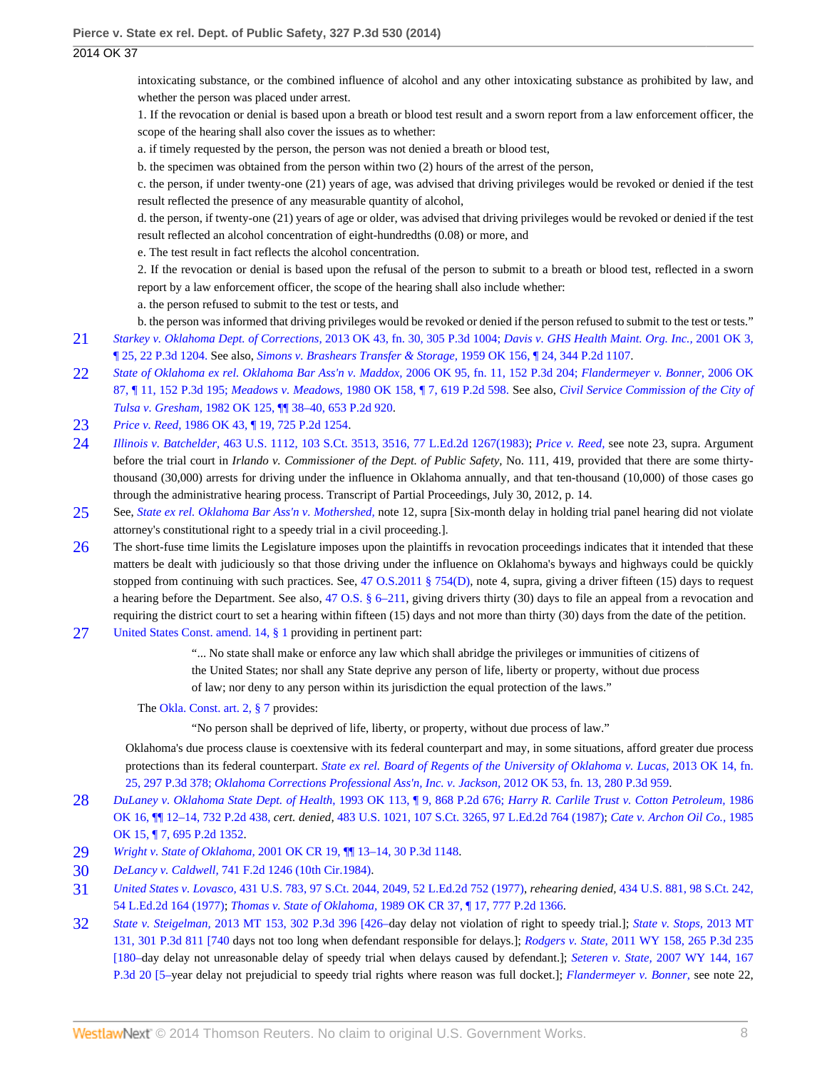intoxicating substance, or the combined influence of alcohol and any other intoxicating substance as prohibited by law, and whether the person was placed under arrest.

1. If the revocation or denial is based upon a breath or blood test result and a sworn report from a law enforcement officer, the scope of the hearing shall also cover the issues as to whether:

a. if timely requested by the person, the person was not denied a breath or blood test,

b. the specimen was obtained from the person within two (2) hours of the arrest of the person,

c. the person, if under twenty-one (21) years of age, was advised that driving privileges would be revoked or denied if the test result reflected the presence of any measurable quantity of alcohol,

d. the person, if twenty-one (21) years of age or older, was advised that driving privileges would be revoked or denied if the test result reflected an alcohol concentration of eight-hundredths (0.08) or more, and

e. The test result in fact reflects the alcohol concentration.

2. If the revocation or denial is based upon the refusal of the person to submit to a breath or blood test, reflected in a sworn report by a law enforcement officer, the scope of the hearing shall also include whether:

a. the person refused to submit to the test or tests, and

b. the person was informed that driving privileges would be revoked or denied if the person refused to submit to the test or tests."

21 *Starkey v. Oklahoma Dept. of Corrections,* 2013 OK 43, fn. 30, 305 P.3d 1004; *Davis v. GHS Health Maint. Org. Inc.,* 2001 OK 3, ¶ 25, 22 P.3d 1204. See also, *Simons v. Brashears Transfer & Storage,* 1959 OK 156, ¶ 24, 344 P.2d 1107.

22 *State of Oklahoma ex rel. Oklahoma Bar Ass'n v. Maddox,* 2006 OK 95, fn. 11, 152 P.3d 204; *Flandermeyer v. Bonner,* 2006 OK 87, ¶ 11, 152 P.3d 195; *Meadows v. Meadows,* 1980 OK 158, ¶ 7, 619 P.2d 598. See also, *Civil Service Commission of the City of Tulsa v. Gresham,* 1982 OK 125, ¶¶ 38–40, 653 P.2d 920.

23 *Price v. Reed,* 1986 OK 43, ¶ 19, 725 P.2d 1254.

24 *Illinois v. Batchelder,* 463 U.S. 1112, 103 S.Ct. 3513, 3516, 77 L.Ed.2d 1267(1983); *Price v. Reed,* see note 23, supra. Argument before the trial court in *Irlando v. Commissioner of the Dept. of Public Safety,* No. 111, 419, provided that there are some thirty-thousand (30,000) arrests for driving under the influence in Oklahoma annually, and that ten-thousand (10,000) of those cases go through the administrative hearing process. Transcript of Partial Proceedings, July 30, 2012, p. 14.

25 See, *State ex rel. Oklahoma Bar Ass'n v. Mothershed,* note 12, supra [Six-month delay in holding trial panel hearing did not violate attorney's constitutional right to a speedy trial in a civil proceeding.].

26 The short-fuse time limits the Legislature imposes upon the plaintiffs in revocation proceedings indicates that it intended that these matters be dealt with judiciously so that those driving under the influence on Oklahoma's byways and highways could be quickly stopped from continuing with such practices. See, 47 O.S.2011 § 754(D), note 4, supra, giving a driver fifteen (15) days to request a hearing before the Department. See also, 47 O.S. § 6–211, giving drivers thirty (30) days to file an appeal from a revocation and requiring the district court to set a hearing within fifteen (15) days and not more than thirty (30) days from the date of the petition.

27 United States Const. amend. 14, § 1 providing in pertinent part:

> "... No state shall make or enforce any law which shall abridge the privileges or immunities of citizens of the United States; nor shall any State deprive any person of life, liberty or property, without due process of law; nor deny to any person within its jurisdiction the equal protection of the laws."

The Okla. Const. art. 2, § 7 provides:

> "No person shall be deprived of life, liberty, or property, without due process of law."

Oklahoma's due process clause is coextensive with its federal counterpart and may, in some situations, afford greater due process protections than its federal counterpart. *State ex rel. Board of Regents of the University of Oklahoma v. Lucas,* 2013 OK 14, fn. 25, 297 P.3d 378; *Oklahoma Corrections Professional Ass'n, Inc. v. Jackson,* 2012 OK 53, fn. 13, 280 P.3d 959.

28 *DuLaney v. Oklahoma State Dept. of Health,* 1993 OK 113, ¶ 9, 868 P.2d 676; *Harry R. Carlile Trust v. Cotton Petroleum,* 1986 OK 16, ¶¶ 12–14, 732 P.2d 438, *cert. denied,* 483 U.S. 1021, 107 S.Ct. 3265, 97 L.Ed.2d 764 (1987); *Cate v. Archon Oil Co.,* 1985 OK 15, ¶ 7, 695 P.2d 1352.

29 *Wright v. State of Oklahoma,* 2001 OK CR 19, ¶¶ 13–14, 30 P.3d 1148.

30 *DeLancy v. Caldwell,* 741 F.2d 1246 (10th Cir.1984).

31 *United States v. Lovasco,* 431 U.S. 783, 97 S.Ct. 2044, 2049, 52 L.Ed.2d 752 (1977), *rehearing denied,* 434 U.S. 881, 98 S.Ct. 242, 54 L.Ed.2d 164 (1977); *Thomas v. State of Oklahoma,* 1989 OK CR 37, ¶ 17, 777 P.2d 1366.

32 *State v. Steigelman,* 2013 MT 153, 302 P.3d 396 [426–day delay not violation of right to speedy trial.]; *State v. Stops,* 2013 MT 131, 301 P.3d 811 [740 days not too long when defendant responsible for delays.]; *Rodgers v. State,* 2011 WY 158, 265 P.3d 235 [180–day delay not unreasonable delay of speedy trial when delays caused by defendant.]; *Seteren v. State,* 2007 WY 144, 167 P.3d 20 [5–year delay not prejudicial to speedy trial rights where reason was full docket.]; *Flandermeyer v. Bonner,* see note 22,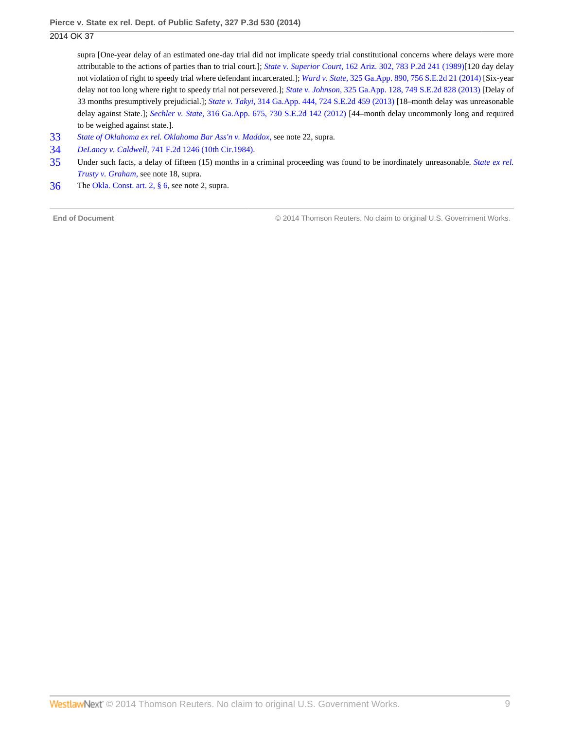supra [One-year delay of an estimated one-day trial did not implicate speedy trial constitutional concerns where delays were more attributable to the actions of parties than to trial court.]; *State v. Superior Court,* 162 Ariz. 302, 783 P.2d 241 (1989)[120 day delay not violation of right to speedy trial where defendant incarcerated.]; *Ward v. State,* 325 Ga.App. 890, 756 S.E.2d 21 (2014) [Six-year delay not too long where right to speedy trial not persevered.]; *State v. Johnson,* 325 Ga.App. 128, 749 S.E.2d 828 (2013) [Delay of 33 months presumptively prejudicial.]; *State v. Takyi,* 314 Ga.App. 444, 724 S.E.2d 459 (2013) [18–month delay was unreasonable delay against State.]; *Sechler v. State,* 316 Ga.App. 675, 730 S.E.2d 142 (2012) [44–month delay uncommonly long and required to be weighed against state.].

33 *State of Oklahoma ex rel. Oklahoma Bar Ass'n v. Maddox,* see note 22, supra.

34 *DeLancy v. Caldwell,* 741 F.2d 1246 (10th Cir.1984).

35 Under such facts, a delay of fifteen (15) months in a criminal proceeding was found to be inordinately unreasonable. *State ex rel. Trusty v. Graham,* see note 18, supra.

36 The Okla. Const. art. 2, § 6, see note 2, supra.

End of Document